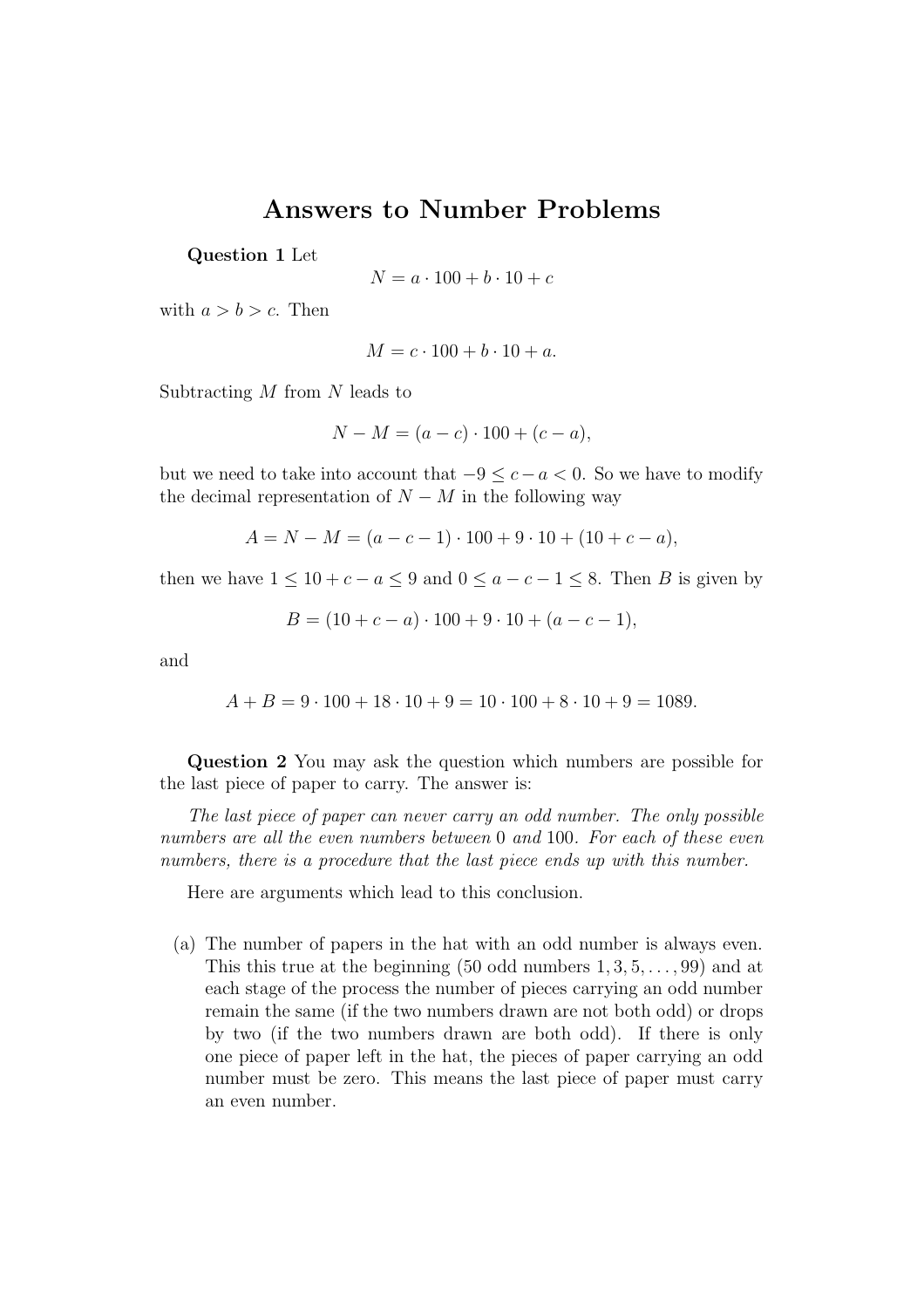# Answers to Number Problems

**Question 1** Let

$$N = a \cdot 100 + b \cdot 10 + c$$

with $a > b > c$. Then

$$M = c \cdot 100 + b \cdot 10 + a.$$

Subtracting $M$ from $N$ leads to

$$N - M = (a - c) \cdot 100 + (c - a),$$

but we need to take into account that $-9 \leq c - a < 0$. So we have to modify the decimal representation of $N - M$ in the following way

$$A = N - M = (a - c - 1) \cdot 100 + 9 \cdot 10 + (10 + c - a),$$

then we have $1 \leq 10 + c - a \leq 9$ and $0 \leq a - c - 1 \leq 8$. Then $B$ is given by

$$B = (10 + c - a) \cdot 100 + 9 \cdot 10 + (a - c - 1),$$

and

$$A + B = 9 \cdot 100 + 18 \cdot 10 + 9 = 10 \cdot 100 + 8 \cdot 10 + 9 = 1089.$$

**Question 2** You may ask the question which numbers are possible for the last piece of paper to carry. The answer is:

*The last piece of paper can never carry an odd number. The only possible numbers are all the even numbers between* 0 *and* 100*. For each of these even numbers, there is a procedure that the last piece ends up with this number.*

Here are arguments which lead to this conclusion.

(a) The number of papers in the hat with an odd number is always even. This this true at the beginning (50 odd numbers $1, 3, 5, \ldots, 99$) and at each stage of the process the number of pieces carrying an odd number remain the same (if the two numbers drawn are not both odd) or drops by two (if the two numbers drawn are both odd). If there is only one piece of paper left in the hat, the pieces of paper carrying an odd number must be zero. This means the last piece of paper must carry an even number.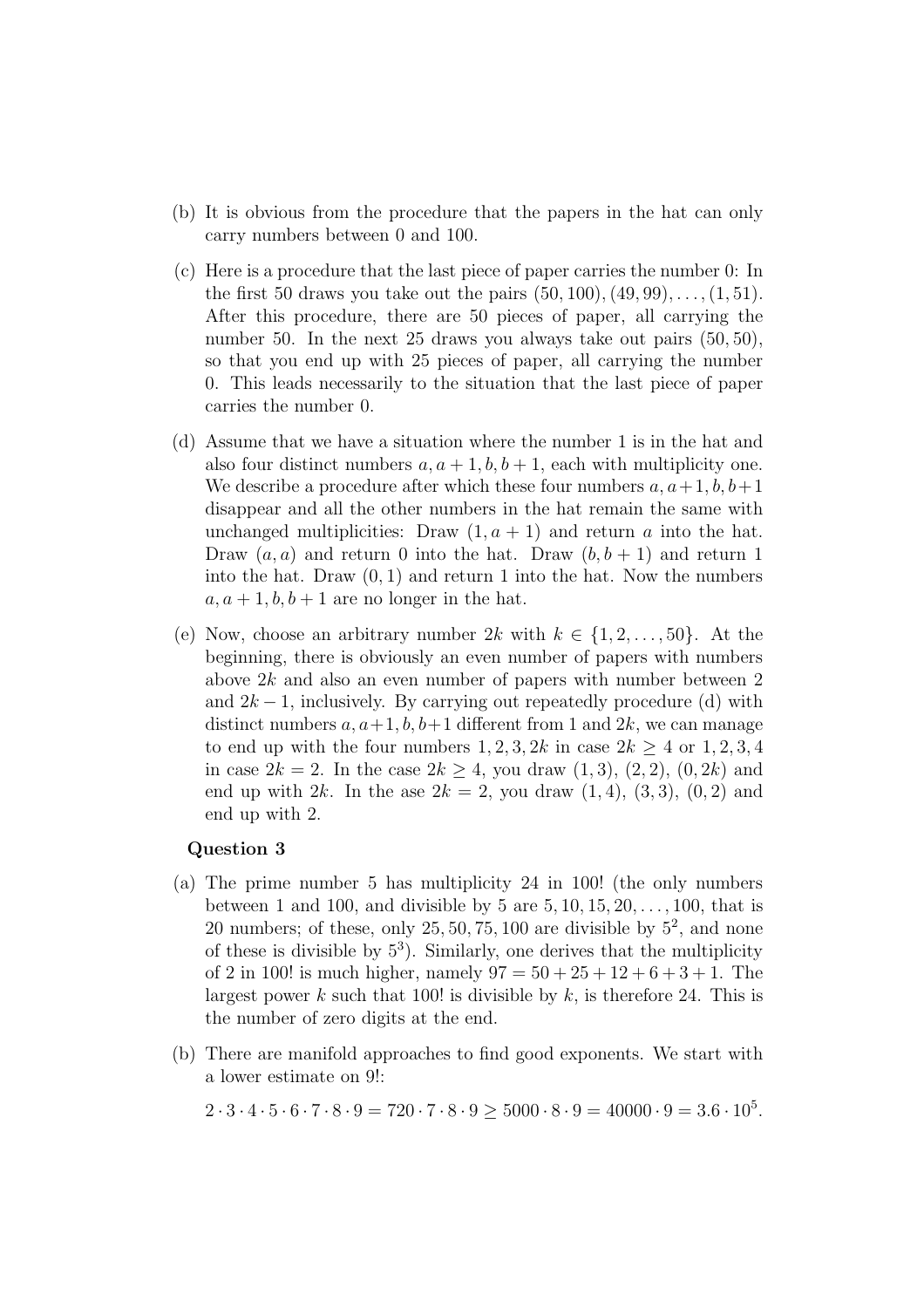(b) It is obvious from the procedure that the papers in the hat can only carry numbers between 0 and 100.

(c) Here is a procedure that the last piece of paper carries the number 0: In the first 50 draws you take out the pairs $(50, 100), (49, 99), \ldots, (1, 51)$. After this procedure, there are 50 pieces of paper, all carrying the number 50. In the next 25 draws you always take out pairs $(50, 50)$, so that you end up with 25 pieces of paper, all carrying the number 0. This leads necessarily to the situation that the last piece of paper carries the number 0.

(d) Assume that we have a situation where the number 1 is in the hat and also four distinct numbers $a, a+1, b, b+1$, each with multiplicity one. We describe a procedure after which these four numbers $a, a+1, b, b+1$ disappear and all the other numbers in the hat remain the same with unchanged multiplicities: Draw $(1, a+1)$ and return $a$ into the hat. Draw $(a, a)$ and return 0 into the hat. Draw $(b, b+1)$ and return 1 into the hat. Draw $(0, 1)$ and return 1 into the hat. Now the numbers $a, a+1, b, b+1$ are no longer in the hat.

(e) Now, choose an arbitrary number $2k$ with $k \in \{1, 2, \ldots, 50\}$. At the beginning, there is obviously an even number of papers with numbers above $2k$ and also an even number of papers with number between 2 and $2k-1$, inclusively. By carrying out repeatedly procedure (d) with distinct numbers $a, a+1, b, b+1$ different from 1 and $2k$, we can manage to end up with the four numbers $1, 2, 3, 2k$ in case $2k \geq 4$ or $1, 2, 3, 4$ in case $2k = 2$. In the case $2k \geq 4$, you draw $(1, 3)$, $(2, 2)$, $(0, 2k)$ and end up with $2k$. In the ase $2k = 2$, you draw $(1, 4)$, $(3, 3)$, $(0, 2)$ and end up with 2.

**Question 3**

(a) The prime number 5 has multiplicity 24 in 100! (the only numbers between 1 and 100, and divisible by 5 are $5, 10, 15, 20, \ldots, 100$, that is 20 numbers; of these, only $25, 50, 75, 100$ are divisible by $5^2$, and none of these is divisible by $5^3$). Similarly, one derives that the multiplicity of 2 in 100! is much higher, namely $97 = 50 + 25 + 12 + 6 + 3 + 1$. The largest power $k$ such that 100! is divisible by $k$, is therefore 24. This is the number of zero digits at the end.

(b) There are manifold approaches to find good exponents. We start with a lower estimate on 9!:

$$2 \cdot 3 \cdot 4 \cdot 5 \cdot 6 \cdot 7 \cdot 8 \cdot 9 = 720 \cdot 7 \cdot 8 \cdot 9 \geq 5000 \cdot 8 \cdot 9 = 40000 \cdot 9 = 3.6 \cdot 10^5.$$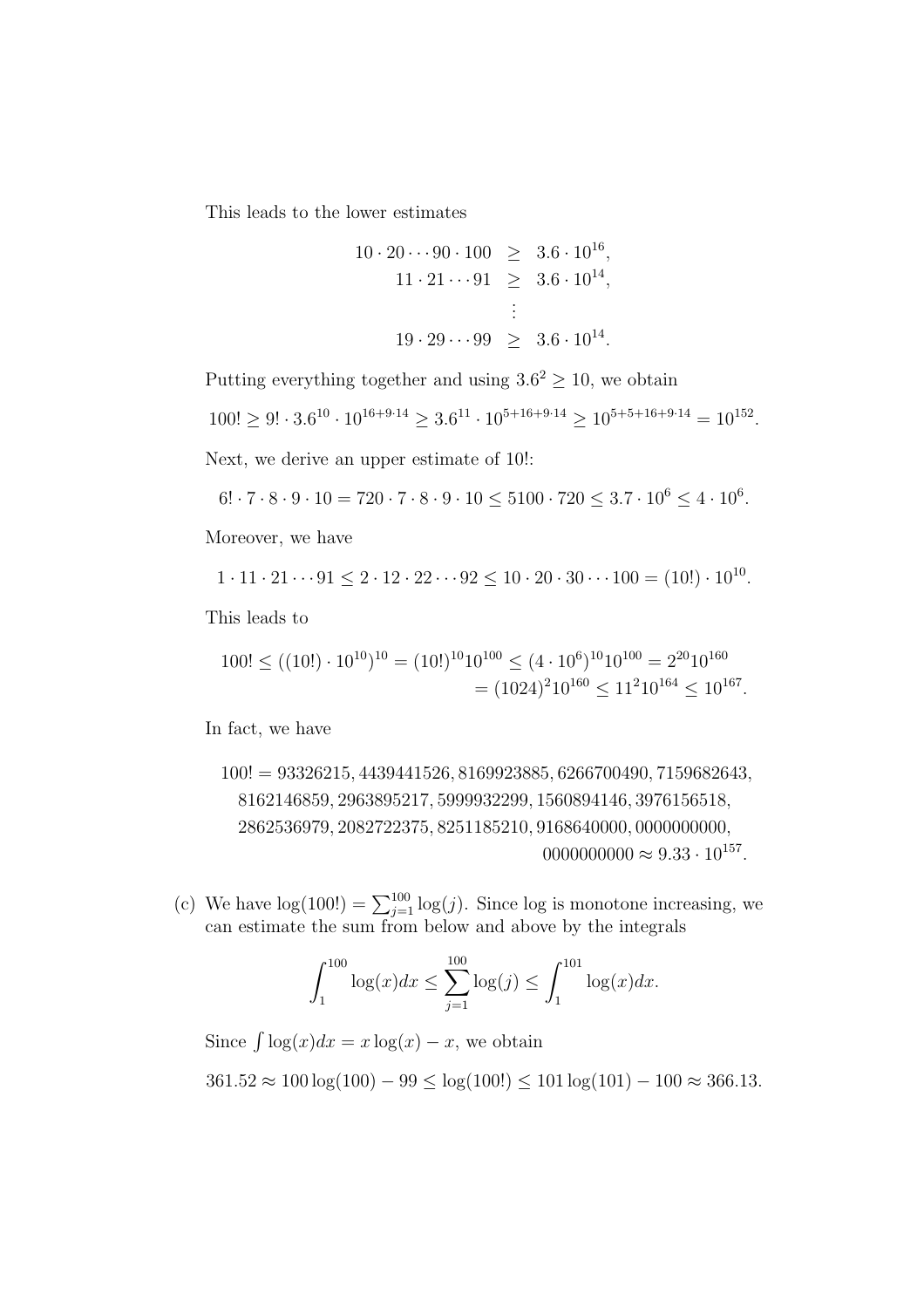This leads to the lower estimates

$$
\begin{aligned}
10 \cdot 20 \cdots 90 \cdot 100 &\geq 3.6 \cdot 10^{16}, \\
11 \cdot 21 \cdots 91 &\geq 3.6 \cdot 10^{14}, \\
&\vdots \\
19 \cdot 29 \cdots 99 &\geq 3.6 \cdot 10^{14}.
\end{aligned}
$$

Putting everything together and using $3.6^2 \geq 10$, we obtain

$$100! \geq 9! \cdot 3.6^{10} \cdot 10^{16+9\cdot 14} \geq 3.6^{11} \cdot 10^{5+16+9\cdot 14} \geq 10^{5+5+16+9\cdot 14} = 10^{152}.$$

Next, we derive an upper estimate of 10!:

$$6! \cdot 7 \cdot 8 \cdot 9 \cdot 10 = 720 \cdot 7 \cdot 8 \cdot 9 \cdot 10 \leq 5100 \cdot 720 \leq 3.7 \cdot 10^6 \leq 4 \cdot 10^6.$$

Moreover, we have

$$1 \cdot 11 \cdot 21 \cdots 91 \leq 2 \cdot 12 \cdot 22 \cdots 92 \leq 10 \cdot 20 \cdot 30 \cdots 100 = (10!) \cdot 10^{10}.$$

This leads to

$$
\begin{aligned}
100! \leq ((10!) \cdot 10^{10})^{10} = (10!)^{10} 10^{100} \leq (4 \cdot 10^6)^{10} 10^{100} &= 2^{20} 10^{160} \\
&= (1024)^2 10^{160} \leq 11^2 10^{164} \leq 10^{167}.
\end{aligned}
$$

In fact, we have

$$
\begin{aligned}
100! = {}& 93326215, 4439441526, 8169923885, 6266700490, 7159682643, \\
& 8162146859, 2963895217, 5999932299, 1560894146, 3976156518, \\
& 2862536979, 2082722375, 8251185210, 9168640000, 0000000000, \\
& 0000000000 \approx 9.33 \cdot 10^{157}.
\end{aligned}
$$

(c) We have $\log(100!) = \sum_{j=1}^{100} \log(j)$. Since log is monotone increasing, we can estimate the sum from below and above by the integrals

$$\int_1^{100} \log(x) dx \leq \sum_{j=1}^{100} \log(j) \leq \int_1^{101} \log(x) dx.$$

Since $\int \log(x) dx = x \log(x) - x$, we obtain

$$361.52 \approx 100 \log(100) - 99 \leq \log(100!) \leq 101 \log(101) - 100 \approx 366.13.$$